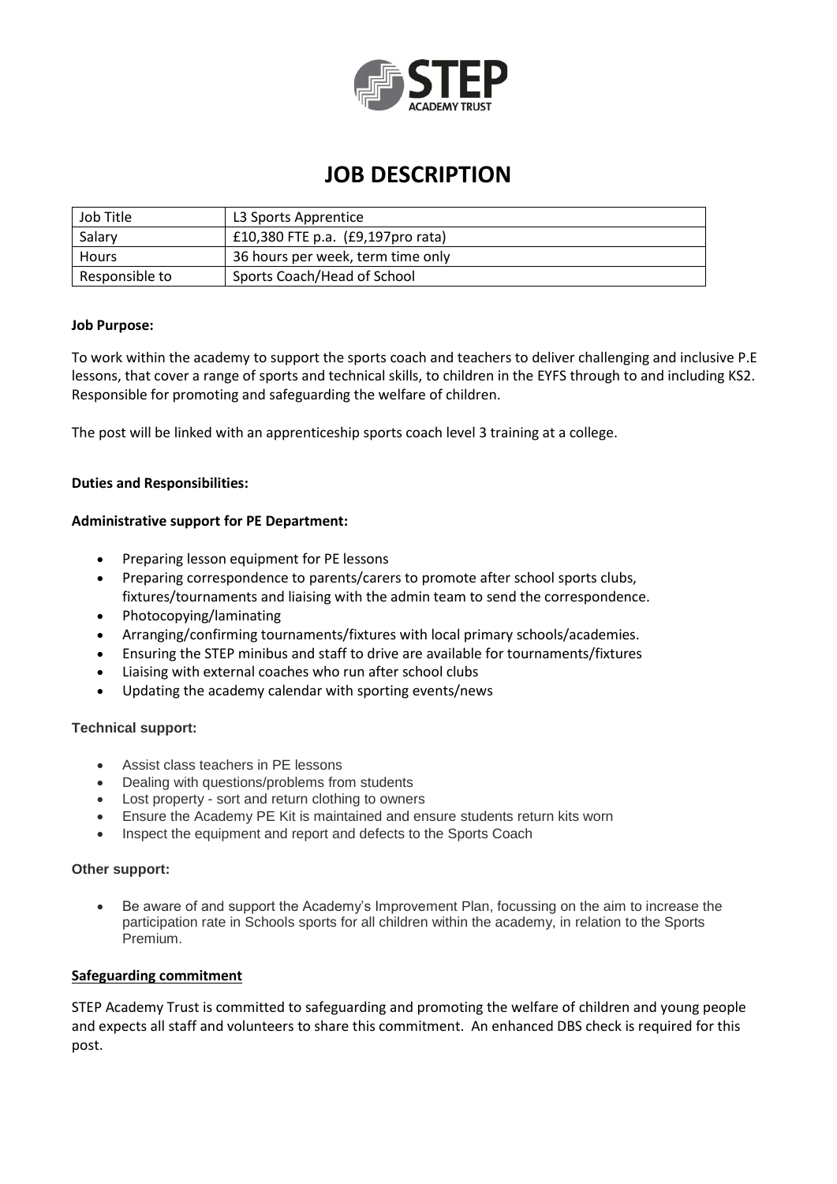# JOB DESCRIPTION

| Job Title | L3 Sports Apprentice |
|---|---|
| Salary | £10,380 FTE p.a. (£9,197pro rata) |
| Hours | 36 hours per week, term time only |
| Responsible to | Sports Coach/Head of School |

**Job Purpose:**

To work within the academy to support the sports coach and teachers to deliver challenging and inclusive P.E lessons, that cover a range of sports and technical skills, to children in the EYFS through to and including KS2. Responsible for promoting and safeguarding the welfare of children.

The post will be linked with an apprenticeship sports coach level 3 training at a college.

**Duties and Responsibilities:**

**Administrative support for PE Department:**

- Preparing lesson equipment for PE lessons
- Preparing correspondence to parents/carers to promote after school sports clubs, fixtures/tournaments and liaising with the admin team to send the correspondence.
- Photocopying/laminating
- Arranging/confirming tournaments/fixtures with local primary schools/academies.
- Ensuring the STEP minibus and staff to drive are available for tournaments/fixtures
- Liaising with external coaches who run after school clubs
- Updating the academy calendar with sporting events/news

**Technical support:**

- Assist class teachers in PE lessons
- Dealing with questions/problems from students
- Lost property - sort and return clothing to owners
- Ensure the Academy PE Kit is maintained and ensure students return kits worn
- Inspect the equipment and report and defects to the Sports Coach

**Other support:**

- Be aware of and support the Academy's Improvement Plan, focussing on the aim to increase the participation rate in Schools sports for all children within the academy, in relation to the Sports Premium.

**Safeguarding commitment**

STEP Academy Trust is committed to safeguarding and promoting the welfare of children and young people and expects all staff and volunteers to share this commitment. An enhanced DBS check is required for this post.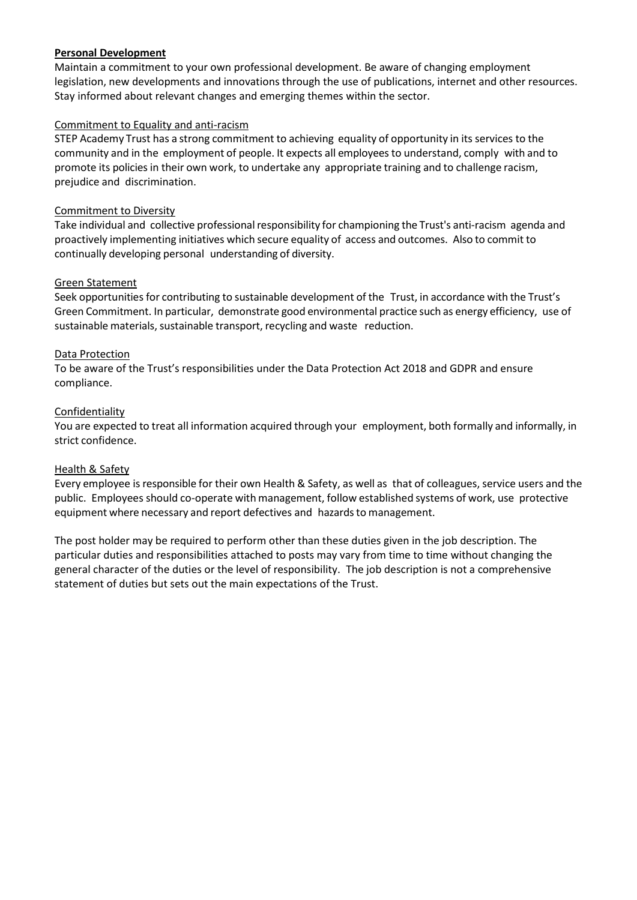**Personal Development**

Maintain a commitment to your own professional development. Be aware of changing employment legislation, new developments and innovations through the use of publications, internet and other resources. Stay informed about relevant changes and emerging themes within the sector.

<u>Commitment to Equality and anti-racism</u>

STEP Academy Trust has a strong commitment to achieving equality of opportunity in its services to the community and in the employment of people. It expects all employees to understand, comply with and to promote its policies in their own work, to undertake any appropriate training and to challenge racism, prejudice and discrimination.

<u>Commitment to Diversity</u>

Take individual and collective professional responsibility for championing the Trust's anti-racism agenda and proactively implementing initiatives which secure equality of access and outcomes. Also to commit to continually developing personal understanding of diversity.

<u>Green Statement</u>

Seek opportunities for contributing to sustainable development of the Trust, in accordance with the Trust's Green Commitment. In particular, demonstrate good environmental practice such as energy efficiency, use of sustainable materials, sustainable transport, recycling and waste reduction.

<u>Data Protection</u>

To be aware of the Trust's responsibilities under the Data Protection Act 2018 and GDPR and ensure compliance.

<u>Confidentiality</u>

You are expected to treat all information acquired through your employment, both formally and informally, in strict confidence.

<u>Health & Safety</u>

Every employee is responsible for their own Health & Safety, as well as that of colleagues, service users and the public. Employees should co-operate with management, follow established systems of work, use protective equipment where necessary and report defectives and hazards to management.

The post holder may be required to perform other than these duties given in the job description. The particular duties and responsibilities attached to posts may vary from time to time without changing the general character of the duties or the level of responsibility. The job description is not a comprehensive statement of duties but sets out the main expectations of the Trust.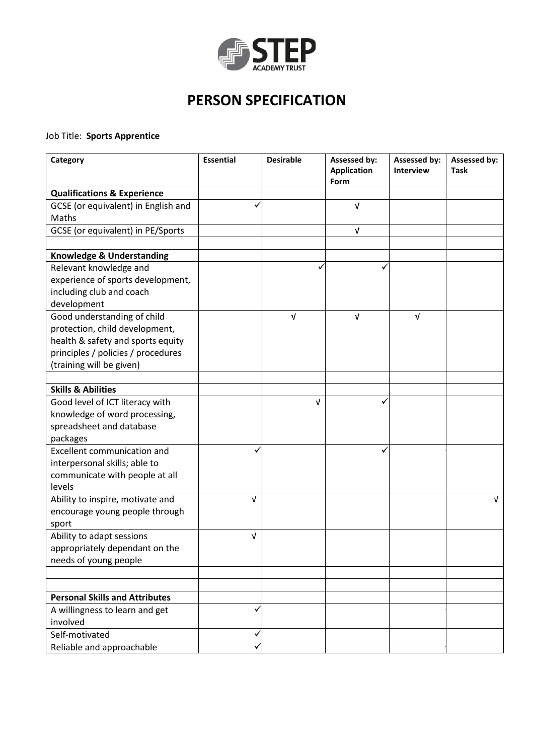# PERSON SPECIFICATION

Job Title: **Sports Apprentice**

| Category | Essential | Desirable | Assessed by: Application Form | Assessed by: Interview | Assessed by: Task |
|---|---|---|---|---|---|
| **Qualifications & Experience** | | | | | |
| GCSE (or equivalent) in English and Maths | ✓ | | √ | | |
| GCSE (or equivalent) in PE/Sports | | | √ | | |
| | | | | | |
| **Knowledge & Understanding** | | | | | |
| Relevant knowledge and experience of sports development, including club and coach development | | ✓ | ✓ | | |
| Good understanding of child protection, child development, health & safety and sports equity principles / policies / procedures (training will be given) | | √ | √ | √ | |
| | | | | | |
| **Skills & Abilities** | | | | | |
| Good level of ICT literacy with knowledge of word processing, spreadsheet and database packages | | √ | ✓ | | |
| Excellent communication and interpersonal skills; able to communicate with people at all levels | ✓ | | ✓ | | |
| Ability to inspire, motivate and encourage young people through sport | √ | | | | √ |
| Ability to adapt sessions appropriately dependant on the needs of young people | √ | | | | |
| | | | | | |
| | | | | | |
| **Personal Skills and Attributes** | | | | | |
| A willingness to learn and get involved | ✓ | | | | |
| Self-motivated | ✓ | | | | |
| Reliable and approachable | ✓ | | | | |